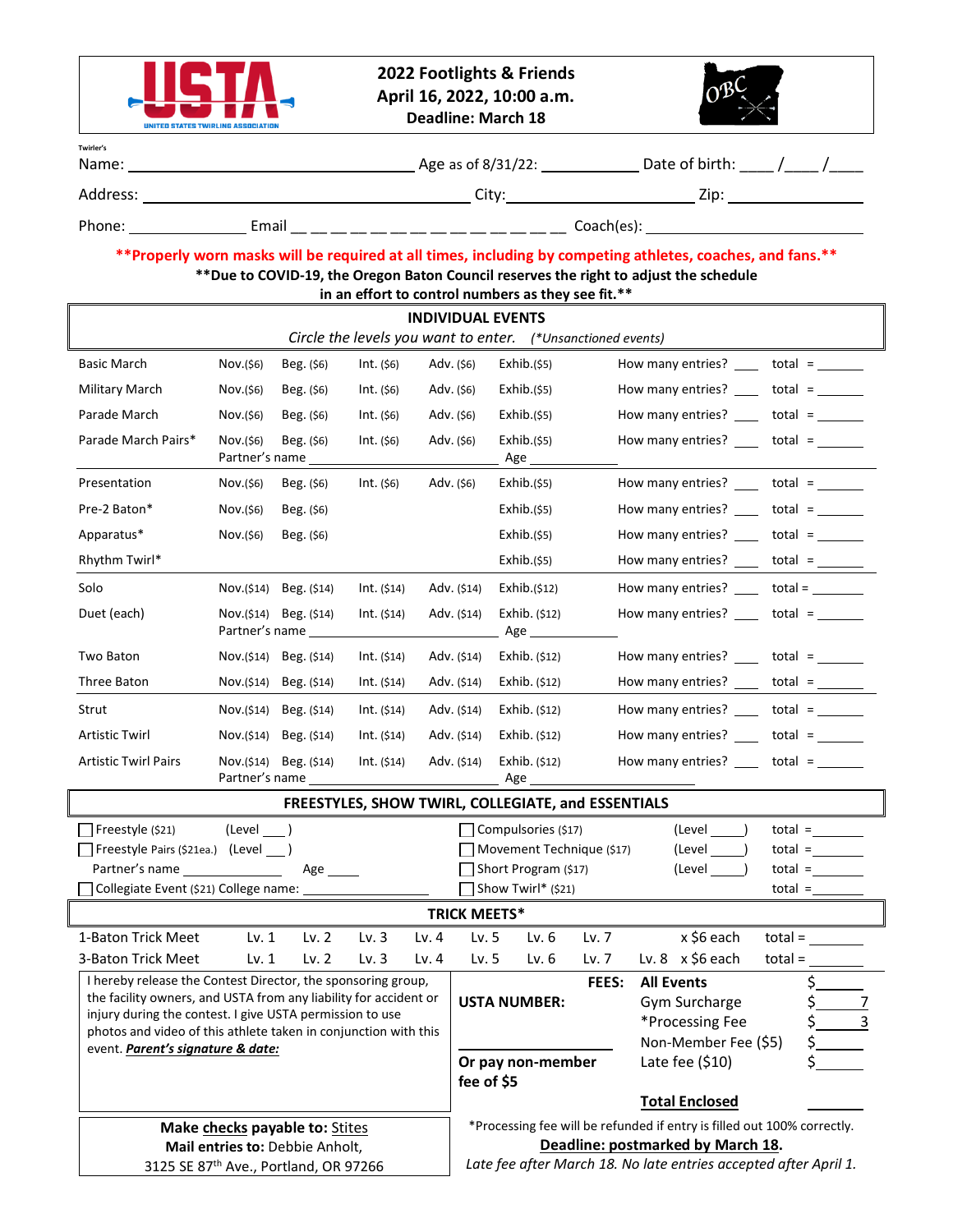# 2022 Footlights & Friends

**April 16, 2022, 10:00 a.m.**

**Deadline: March 18**

Twirler's Name: ______________________ Age as of 8/31/22: __________ Date of birth: ____/____/____

Address: ______________________ City: ______________ Zip: __________

Phone: __________ Email __ __ __ __ __ __ __ __ __ __ __ __ __ __ Coach(es): ______________

**\*\*Properly worn masks will be required at all times, including by competing athletes, coaches, and fans.\*\***

**\*\*Due to COVID-19, the Oregon Baton Council reserves the right to adjust the schedule in an effort to control numbers as they see fit.\*\***

## INDIVIDUAL EVENTS

*Circle the levels you want to enter.* (*Unsanctioned events)

| Event | Nov. | Beg. | Int. | Adv. | Exhib. | How many entries? | total |
|---|---|---|---|---|---|---|---|
| Basic March | Nov.($6) | Beg. ($6) | Int. ($6) | Adv. ($6) | Exhib.($5) | ___ | = ______ |
| Military March | Nov.($6) | Beg. ($6) | Int. ($6) | Adv. ($6) | Exhib.($5) | ___ | = ______ |
| Parade March | Nov.($6) | Beg. ($6) | Int. ($6) | Adv. ($6) | Exhib.($5) | ___ | = ______ |
| Parade March Pairs* | Nov.($6) | Beg. ($6) | Int. ($6) | Adv. ($6) | Exhib.($5) | ___ | = ______ |
| | Partner's name ______________ | | | | Age ______ | | |
| Presentation | Nov.($6) | Beg. ($6) | Int. ($6) | Adv. ($6) | Exhib.($5) | ___ | = ______ |
| Pre-2 Baton* | Nov.($6) | Beg. ($6) | | | Exhib.($5) | ___ | = ______ |
| Apparatus* | Nov.($6) | Beg. ($6) | | | Exhib.($5) | ___ | = ______ |
| Rhythm Twirl* | | | | | Exhib.($5) | ___ | = ______ |
| Solo | Nov.($14) | Beg. ($14) | Int. ($14) | Adv. ($14) | Exhib.($12) | ___ | = ______ |
| Duet (each) | Nov.($14) | Beg. ($14) | Int. ($14) | Adv. ($14) | Exhib. ($12) | ___ | = ______ |
| | Partner's name ______________ | | | | Age ______ | | |
| Two Baton | Nov.($14) | Beg. ($14) | Int. ($14) | Adv. ($14) | Exhib. ($12) | ___ | = ______ |
| Three Baton | Nov.($14) | Beg. ($14) | Int. ($14) | Adv. ($14) | Exhib. ($12) | ___ | = ______ |
| Strut | Nov.($14) | Beg. ($14) | Int. ($14) | Adv. ($14) | Exhib. ($12) | ___ | = ______ |
| Artistic Twirl | Nov.($14) | Beg. ($14) | Int. ($14) | Adv. ($14) | Exhib. ($12) | ___ | = ______ |
| Artistic Twirl Pairs | Nov.($14) | Beg. ($14) | Int. ($14) | Adv. ($14) | Exhib. ($12) | ___ | = ______ |
| | Partner's name ______________ | | | | Age ______ | | |

## FREESTYLES, SHOW TWIRL, COLLEGIATE, and ESSENTIALS

- ☐ Freestyle ($21) (Level ___)
- ☐ Freestyle Pairs ($21ea.) (Level ___)
  Partner's name ____________ Age ____
- ☐ Collegiate Event ($21) College name: ______________
- ☐ Compulsories ($17) (Level ____) total = ______
- ☐ Movement Technique ($17) (Level ____) total = ______
- ☐ Short Program ($17) (Level ____) total = ______
- ☐ Show Twirl* ($21) total = ______

## TRICK MEETS*

| Event | | | | | | | | | | |
|---|---|---|---|---|---|---|---|---|---|---|
| 1-Baton Trick Meet | Lv. 1 | Lv. 2 | Lv. 3 | Lv. 4 | Lv. 5 | Lv. 6 | Lv. 7 | | x $6 each | total = ______ |
| 3-Baton Trick Meet | Lv. 1 | Lv. 2 | Lv. 3 | Lv. 4 | Lv. 5 | Lv. 6 | Lv. 7 | Lv. 8 | x $6 each | total = ______ |

I hereby release the Contest Director, the sponsoring group, the facility owners, and USTA from any liability for accident or injury during the contest. I give USTA permission to use photos and video of this athlete taken in conjunction with this event. ***Parent's signature & date:***

**USTA NUMBER:** ______________

**Or pay non-member fee of $5**

| FEES: | |
|---|---|
| **All Events** | $______ |
| Gym Surcharge | $ 7 |
| *Processing Fee | $ 3 |
| Non-Member Fee ($5) | $______ |
| Late fee ($10) | $______ |
| **Total Enclosed** | ______ |

**Make checks payable to:** Stites

**Mail entries to:** Debbie Anholt, 3125 SE 87th Ave., Portland, OR 97266

*Processing fee will be refunded if entry is filled out 100% correctly.

**Deadline: postmarked by March 18.**

*Late fee after March 18. No late entries accepted after April 1.*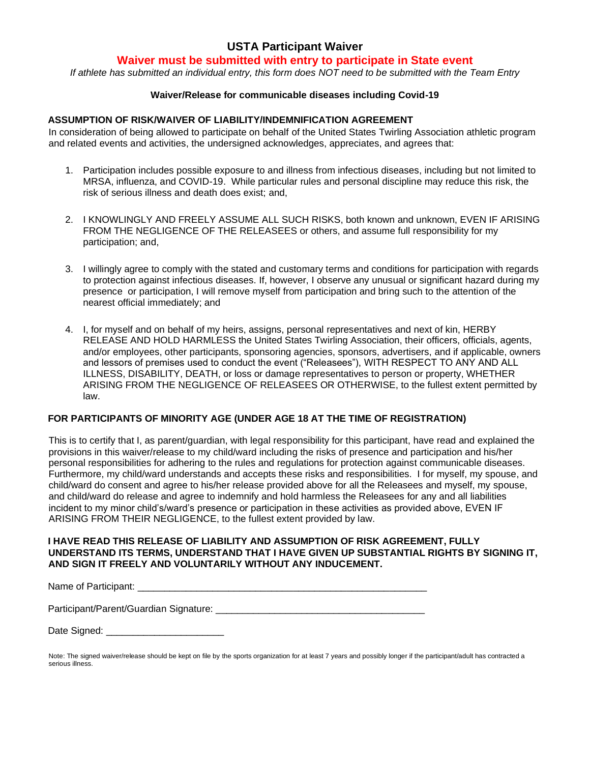# USTA Participant Waiver

## Waiver must be submitted with entry to participate in State event

*If athlete has submitted an individual entry, this form does NOT need to be submitted with the Team Entry*

**Waiver/Release for communicable diseases including Covid-19**

**ASSUMPTION OF RISK/WAIVER OF LIABILITY/INDEMNIFICATION AGREEMENT**

In consideration of being allowed to participate on behalf of the United States Twirling Association athletic program and related events and activities, the undersigned acknowledges, appreciates, and agrees that:

1. Participation includes possible exposure to and illness from infectious diseases, including but not limited to MRSA, influenza, and COVID-19. While particular rules and personal discipline may reduce this risk, the risk of serious illness and death does exist; and,

2. I KNOWLINGLY AND FREELY ASSUME ALL SUCH RISKS, both known and unknown, EVEN IF ARISING FROM THE NEGLIGENCE OF THE RELEASEES or others, and assume full responsibility for my participation; and,

3. I willingly agree to comply with the stated and customary terms and conditions for participation with regards to protection against infectious diseases. If, however, I observe any unusual or significant hazard during my presence or participation, I will remove myself from participation and bring such to the attention of the nearest official immediately; and

4. I, for myself and on behalf of my heirs, assigns, personal representatives and next of kin, HERBY RELEASE AND HOLD HARMLESS the United States Twirling Association, their officers, officials, agents, and/or employees, other participants, sponsoring agencies, sponsors, advertisers, and if applicable, owners and lessors of premises used to conduct the event ("Releasees"), WITH RESPECT TO ANY AND ALL ILLNESS, DISABILITY, DEATH, or loss or damage representatives to person or property, WHETHER ARISING FROM THE NEGLIGENCE OF RELEASEES OR OTHERWISE, to the fullest extent permitted by law.

**FOR PARTICIPANTS OF MINORITY AGE (UNDER AGE 18 AT THE TIME OF REGISTRATION)**

This is to certify that I, as parent/guardian, with legal responsibility for this participant, have read and explained the provisions in this waiver/release to my child/ward including the risks of presence and participation and his/her personal responsibilities for adhering to the rules and regulations for protection against communicable diseases. Furthermore, my child/ward understands and accepts these risks and responsibilities. I for myself, my spouse, and child/ward do consent and agree to his/her release provided above for all the Releasees and myself, my spouse, and child/ward do release and agree to indemnify and hold harmless the Releasees for any and all liabilities incident to my minor child's/ward's presence or participation in these activities as provided above, EVEN IF ARISING FROM THEIR NEGLIGENCE, to the fullest extent provided by law.

**I HAVE READ THIS RELEASE OF LIABILITY AND ASSUMPTION OF RISK AGREEMENT, FULLY UNDERSTAND ITS TERMS, UNDERSTAND THAT I HAVE GIVEN UP SUBSTANTIAL RIGHTS BY SIGNING IT, AND SIGN IT FREELY AND VOLUNTARILY WITHOUT ANY INDUCEMENT.**

Name of Participant: ________________________________________________________

Participant/Parent/Guardian Signature: _______________________________________

Date Signed: ______________________

Note: The signed waiver/release should be kept on file by the sports organization for at least 7 years and possibly longer if the participant/adult has contracted a serious illness.